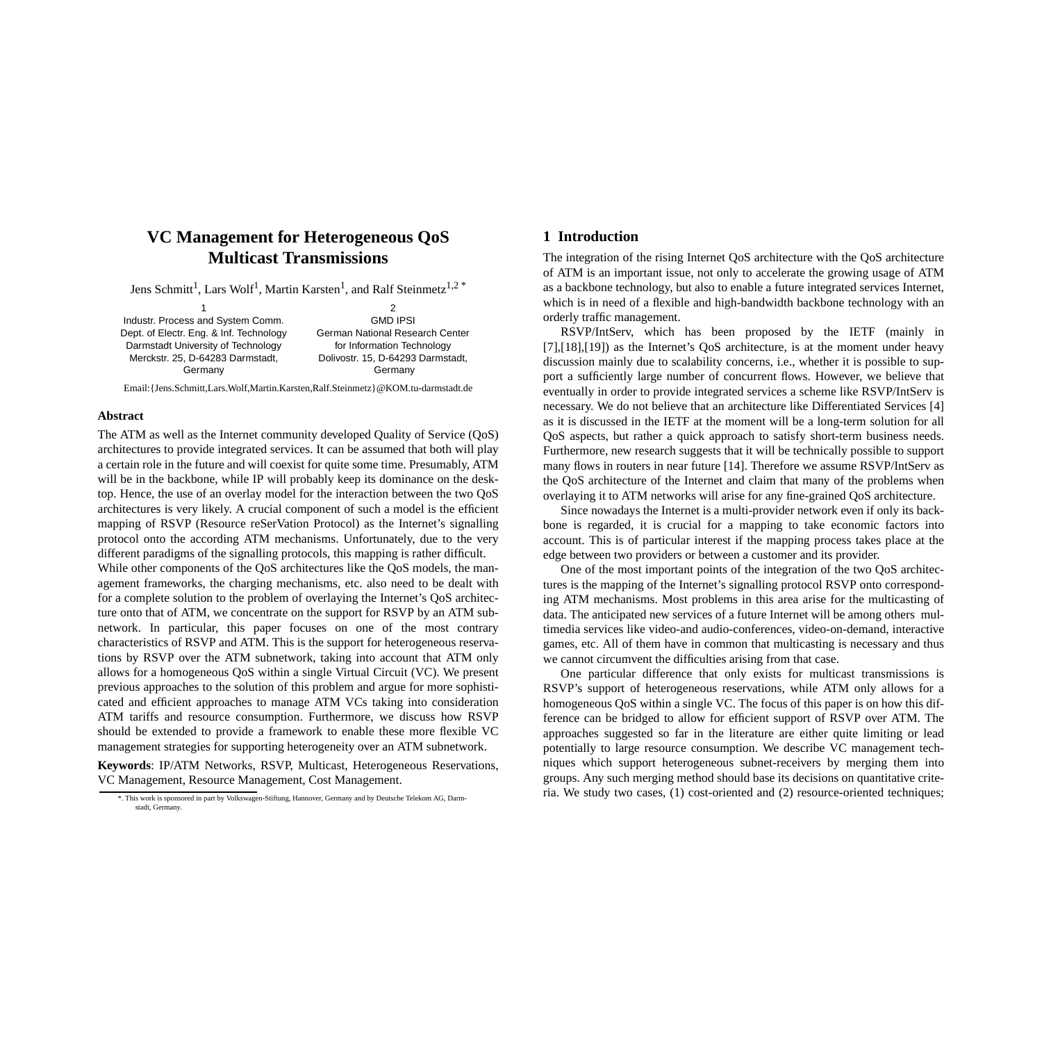# VC Management for Heterogeneous QoS Multicast Transmissions

Jens Schmitt[1], Lars Wolf[1], Martin Karsten[1], and Ralf Steinmetz[1,2] *

1
Industr. Process and System Comm.
Dept. of Electr. Eng. & Inf. Technology
Darmstadt University of Technology
Merckstr. 25, D-64283 Darmstadt, Germany

2
GMD IPSI
German National Research Center for Information Technology
Dolivostr. 15, D-64293 Darmstadt, Germany

Email:{Jens.Schmitt,Lars.Wolf,Martin.Karsten,Ralf.Steinmetz}@KOM.tu-darmstadt.de

**Abstract**

The ATM as well as the Internet community developed Quality of Service (QoS) architectures to provide integrated services. It can be assumed that both will play a certain role in the future and will coexist for quite some time. Presumably, ATM will be in the backbone, while IP will probably keep its dominance on the desktop. Hence, the use of an overlay model for the interaction between the two QoS architectures is very likely. A crucial component of such a model is the efficient mapping of RSVP (Resource reSerVation Protocol) as the Internet's signalling protocol onto the according ATM mechanisms. Unfortunately, due to the very different paradigms of the signalling protocols, this mapping is rather difficult.

While other components of the QoS architectures like the QoS models, the management frameworks, the charging mechanisms, etc. also need to be dealt with for a complete solution to the problem of overlaying the Internet's QoS architecture onto that of ATM, we concentrate on the support for RSVP by an ATM subnetwork. In particular, this paper focuses on one of the most contrary characteristics of RSVP and ATM. This is the support for heterogeneous reservations by RSVP over the ATM subnetwork, taking into account that ATM only allows for a homogeneous QoS within a single Virtual Circuit (VC). We present previous approaches to the solution of this problem and argue for more sophisticated and efficient approaches to manage ATM VCs taking into consideration ATM tariffs and resource consumption. Furthermore, we discuss how RSVP should be extended to provide a framework to enable these more flexible VC management strategies for supporting heterogeneity over an ATM subnetwork.

**Keywords**: IP/ATM Networks, RSVP, Multicast, Heterogeneous Reservations, VC Management, Resource Management, Cost Management.

*. This work is sponsored in part by Volkswagen-Stiftung, Hannover, Germany and by Deutsche Telekom AG, Darmstadt, Germany.

## 1 Introduction

The integration of the rising Internet QoS architecture with the QoS architecture of ATM is an important issue, not only to accelerate the growing usage of ATM as a backbone technology, but also to enable a future integrated services Internet, which is in need of a flexible and high-bandwidth backbone technology with an orderly traffic management.

RSVP/IntServ, which has been proposed by the IETF (mainly in [7],[18],[19]) as the Internet's QoS architecture, is at the moment under heavy discussion mainly due to scalability concerns, i.e., whether it is possible to support a sufficiently large number of concurrent flows. However, we believe that eventually in order to provide integrated services a scheme like RSVP/IntServ is necessary. We do not believe that an architecture like Differentiated Services [4] as it is discussed in the IETF at the moment will be a long-term solution for all QoS aspects, but rather a quick approach to satisfy short-term business needs. Furthermore, new research suggests that it will be technically possible to support many flows in routers in near future [14]. Therefore we assume RSVP/IntServ as the QoS architecture of the Internet and claim that many of the problems when overlaying it to ATM networks will arise for any fine-grained QoS architecture.

Since nowadays the Internet is a multi-provider network even if only its backbone is regarded, it is crucial for a mapping to take economic factors into account. This is of particular interest if the mapping process takes place at the edge between two providers or between a customer and its provider.

One of the most important points of the integration of the two QoS architectures is the mapping of the Internet's signalling protocol RSVP onto corresponding ATM mechanisms. Most problems in this area arise for the multicasting of data. The anticipated new services of a future Internet will be among others multimedia services like video-and audio-conferences, video-on-demand, interactive games, etc. All of them have in common that multicasting is necessary and thus we cannot circumvent the difficulties arising from that case.

One particular difference that only exists for multicast transmissions is RSVP's support of heterogeneous reservations, while ATM only allows for a homogeneous QoS within a single VC. The focus of this paper is on how this difference can be bridged to allow for efficient support of RSVP over ATM. The approaches suggested so far in the literature are either quite limiting or lead potentially to large resource consumption. We describe VC management techniques which support heterogeneous subnet-receivers by merging them into groups. Any such merging method should base its decisions on quantitative criteria. We study two cases, (1) cost-oriented and (2) resource-oriented techniques;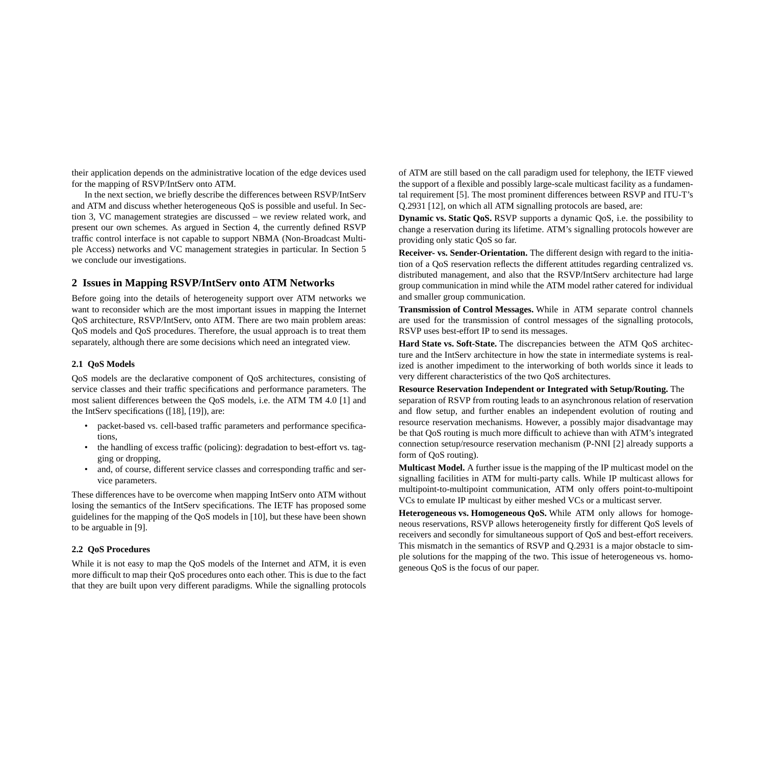their application depends on the administrative location of the edge devices used for the mapping of RSVP/IntServ onto ATM.

In the next section, we briefly describe the differences between RSVP/IntServ and ATM and discuss whether heterogeneous QoS is possible and useful. In Section 3, VC management strategies are discussed – we review related work, and present our own schemes. As argued in Section 4, the currently defined RSVP traffic control interface is not capable to support NBMA (Non-Broadcast Multiple Access) networks and VC management strategies in particular. In Section 5 we conclude our investigations.

## 2 Issues in Mapping RSVP/IntServ onto ATM Networks

Before going into the details of heterogeneity support over ATM networks we want to reconsider which are the most important issues in mapping the Internet QoS architecture, RSVP/IntServ, onto ATM. There are two main problem areas: QoS models and QoS procedures. Therefore, the usual approach is to treat them separately, although there are some decisions which need an integrated view.

### 2.1 QoS Models

QoS models are the declarative component of QoS architectures, consisting of service classes and their traffic specifications and performance parameters. The most salient differences between the QoS models, i.e. the ATM TM 4.0 [1] and the IntServ specifications ([18], [19]), are:

- packet-based vs. cell-based traffic parameters and performance specifications,
- the handling of excess traffic (policing): degradation to best-effort vs. tagging or dropping,
- and, of course, different service classes and corresponding traffic and service parameters.

These differences have to be overcome when mapping IntServ onto ATM without losing the semantics of the IntServ specifications. The IETF has proposed some guidelines for the mapping of the QoS models in [10], but these have been shown to be arguable in [9].

### 2.2 QoS Procedures

While it is not easy to map the QoS models of the Internet and ATM, it is even more difficult to map their QoS procedures onto each other. This is due to the fact that they are built upon very different paradigms. While the signalling protocols of ATM are still based on the call paradigm used for telephony, the IETF viewed the support of a flexible and possibly large-scale multicast facility as a fundamental requirement [5]. The most prominent differences between RSVP and ITU-T's Q.2931 [12], on which all ATM signalling protocols are based, are:

**Dynamic vs. Static QoS.** RSVP supports a dynamic QoS, i.e. the possibility to change a reservation during its lifetime. ATM's signalling protocols however are providing only static QoS so far.

**Receiver- vs. Sender-Orientation.** The different design with regard to the initiation of a QoS reservation reflects the different attitudes regarding centralized vs. distributed management, and also that the RSVP/IntServ architecture had large group communication in mind while the ATM model rather catered for individual and smaller group communication.

**Transmission of Control Messages.** While in ATM separate control channels are used for the transmission of control messages of the signalling protocols, RSVP uses best-effort IP to send its messages.

**Hard State vs. Soft-State.** The discrepancies between the ATM QoS architecture and the IntServ architecture in how the state in intermediate systems is realized is another impediment to the interworking of both worlds since it leads to very different characteristics of the two QoS architectures.

**Resource Reservation Independent or Integrated with Setup/Routing.** The separation of RSVP from routing leads to an asynchronous relation of reservation and flow setup, and further enables an independent evolution of routing and resource reservation mechanisms. However, a possibly major disadvantage may be that QoS routing is much more difficult to achieve than with ATM's integrated connection setup/resource reservation mechanism (P-NNI [2] already supports a form of QoS routing).

**Multicast Model.** A further issue is the mapping of the IP multicast model on the signalling facilities in ATM for multi-party calls. While IP multicast allows for multipoint-to-multipoint communication, ATM only offers point-to-multipoint VCs to emulate IP multicast by either meshed VCs or a multicast server.

**Heterogeneous vs. Homogeneous QoS.** While ATM only allows for homogeneous reservations, RSVP allows heterogeneity firstly for different QoS levels of receivers and secondly for simultaneous support of QoS and best-effort receivers. This mismatch in the semantics of RSVP and Q.2931 is a major obstacle to simple solutions for the mapping of the two. This issue of heterogeneous vs. homogeneous QoS is the focus of our paper.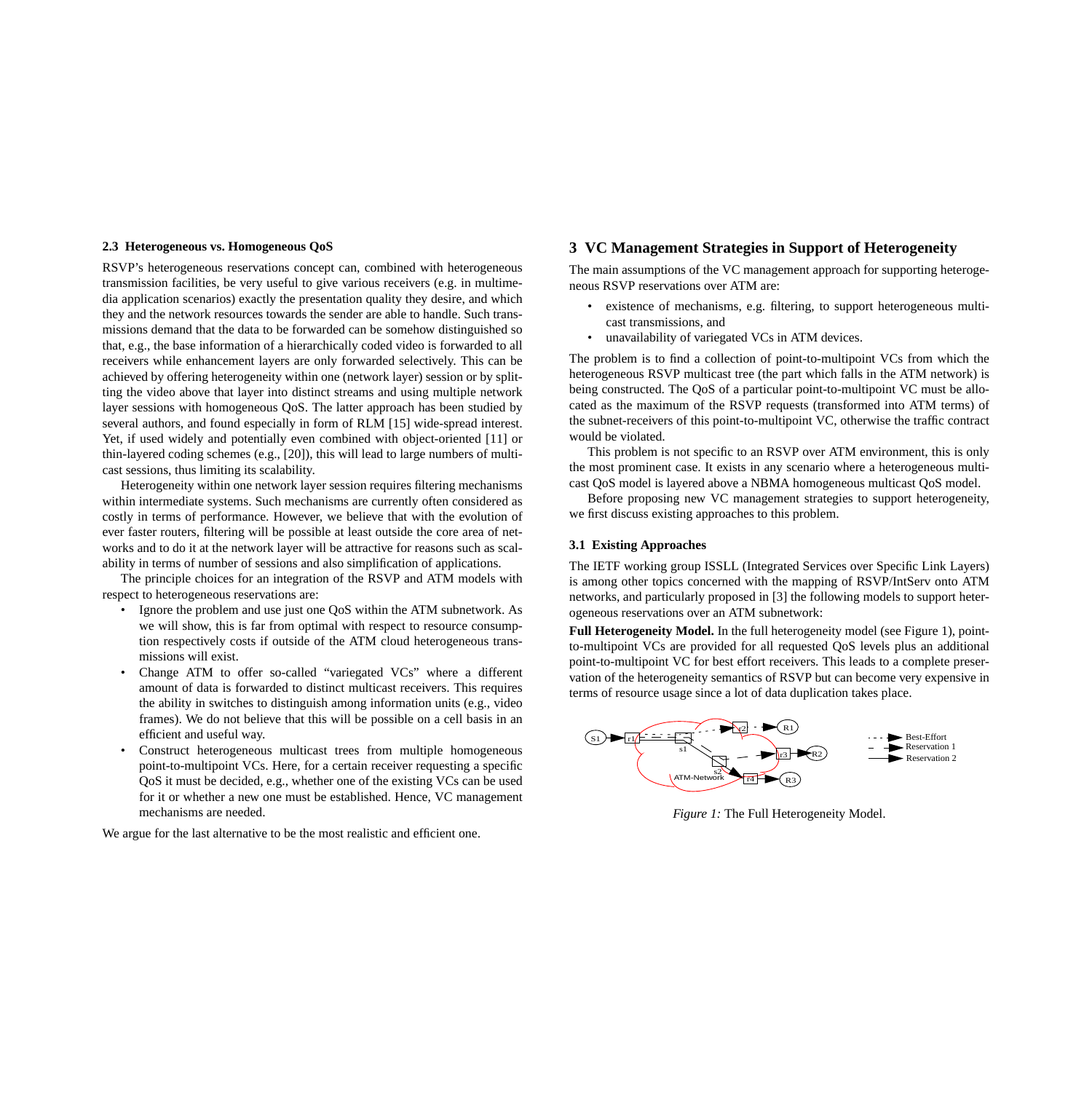### 2.3 Heterogeneous vs. Homogeneous QoS

RSVP's heterogeneous reservations concept can, combined with heterogeneous transmission facilities, be very useful to give various receivers (e.g. in multimedia application scenarios) exactly the presentation quality they desire, and which they and the network resources towards the sender are able to handle. Such transmissions demand that the data to be forwarded can be somehow distinguished so that, e.g., the base information of a hierarchically coded video is forwarded to all receivers while enhancement layers are only forwarded selectively. This can be achieved by offering heterogeneity within one (network layer) session or by splitting the video above that layer into distinct streams and using multiple network layer sessions with homogeneous QoS. The latter approach has been studied by several authors, and found especially in form of RLM [15] wide-spread interest. Yet, if used widely and potentially even combined with object-oriented [11] or thin-layered coding schemes (e.g., [20]), this will lead to large numbers of multicast sessions, thus limiting its scalability.

Heterogeneity within one network layer session requires filtering mechanisms within intermediate systems. Such mechanisms are currently often considered as costly in terms of performance. However, we believe that with the evolution of ever faster routers, filtering will be possible at least outside the core area of networks and to do it at the network layer will be attractive for reasons such as scalability in terms of number of sessions and also simplification of applications.

The principle choices for an integration of the RSVP and ATM models with respect to heterogeneous reservations are:

- Ignore the problem and use just one QoS within the ATM subnetwork. As we will show, this is far from optimal with respect to resource consumption respectively costs if outside of the ATM cloud heterogeneous transmissions will exist.
- Change ATM to offer so-called "variegated VCs" where a different amount of data is forwarded to distinct multicast receivers. This requires the ability in switches to distinguish among information units (e.g., video frames). We do not believe that this will be possible on a cell basis in an efficient and useful way.
- Construct heterogeneous multicast trees from multiple homogeneous point-to-multipoint VCs. Here, for a certain receiver requesting a specific QoS it must be decided, e.g., whether one of the existing VCs can be used for it or whether a new one must be established. Hence, VC management mechanisms are needed.

We argue for the last alternative to be the most realistic and efficient one.

## 3 VC Management Strategies in Support of Heterogeneity

The main assumptions of the VC management approach for supporting heterogeneous RSVP reservations over ATM are:

- existence of mechanisms, e.g. filtering, to support heterogeneous multicast transmissions, and
- unavailability of variegated VCs in ATM devices.

The problem is to find a collection of point-to-multipoint VCs from which the heterogeneous RSVP multicast tree (the part which falls in the ATM network) is being constructed. The QoS of a particular point-to-multipoint VC must be allocated as the maximum of the RSVP requests (transformed into ATM terms) of the subnet-receivers of this point-to-multipoint VC, otherwise the traffic contract would be violated.

This problem is not specific to an RSVP over ATM environment, this is only the most prominent case. It exists in any scenario where a heterogeneous multicast QoS model is layered above a NBMA homogeneous multicast QoS model.

Before proposing new VC management strategies to support heterogeneity, we first discuss existing approaches to this problem.

### 3.1 Existing Approaches

The IETF working group ISSLL (Integrated Services over Specific Link Layers) is among other topics concerned with the mapping of RSVP/IntServ onto ATM networks, and particularly proposed in [3] the following models to support heterogeneous reservations over an ATM subnetwork:

**Full Heterogeneity Model.** In the full heterogeneity model (see Figure 1), point-to-multipoint VCs are provided for all requested QoS levels plus an additional point-to-multipoint VC for best effort receivers. This leads to a complete preservation of the heterogeneity semantics of RSVP but can become very expensive in terms of resource usage since a lot of data duplication takes place.

*Figure 1:* The Full Heterogeneity Model.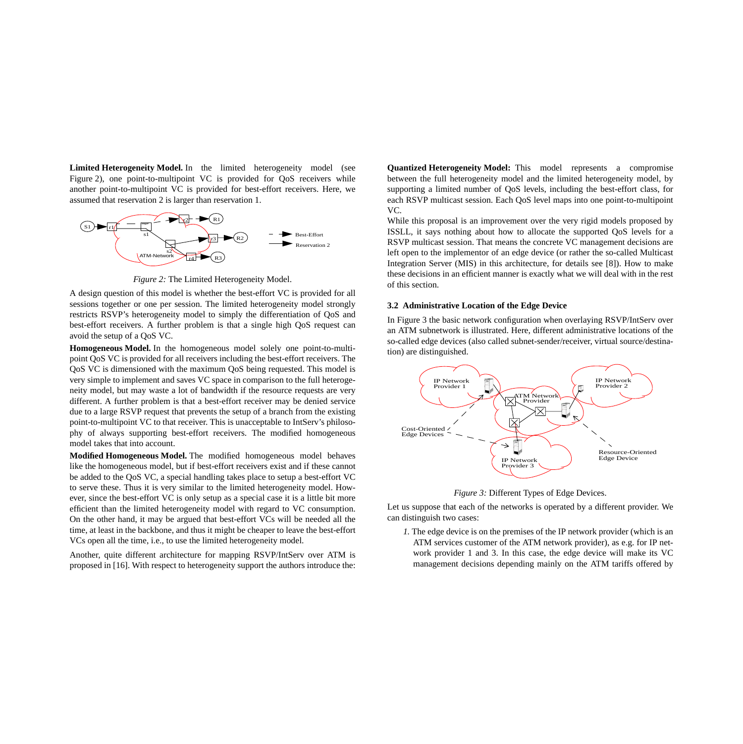**Limited Heterogeneity Model.** In the limited heterogeneity model (see Figure 2), one point-to-multipoint VC is provided for QoS receivers while another point-to-multipoint VC is provided for best-effort receivers. Here, we assumed that reservation 2 is larger than reservation 1.

*Figure 2:* The Limited Heterogeneity Model.

A design question of this model is whether the best-effort VC is provided for all sessions together or one per session. The limited heterogeneity model strongly restricts RSVP's heterogeneity model to simply the differentiation of QoS and best-effort receivers. A further problem is that a single high QoS request can avoid the setup of a QoS VC.

**Homogeneous Model.** In the homogeneous model solely one point-to-multipoint QoS VC is provided for all receivers including the best-effort receivers. The QoS VC is dimensioned with the maximum QoS being requested. This model is very simple to implement and saves VC space in comparison to the full heterogeneity model, but may waste a lot of bandwidth if the resource requests are very different. A further problem is that a best-effort receiver may be denied service due to a large RSVP request that prevents the setup of a branch from the existing point-to-multipoint VC to that receiver. This is unacceptable to IntServ's philosophy of always supporting best-effort receivers. The modified homogeneous model takes that into account.

**Modified Homogeneous Model.** The modified homogeneous model behaves like the homogeneous model, but if best-effort receivers exist and if these cannot be added to the QoS VC, a special handling takes place to setup a best-effort VC to serve these. Thus it is very similar to the limited heterogeneity model. However, since the best-effort VC is only setup as a special case it is a little bit more efficient than the limited heterogeneity model with regard to VC consumption. On the other hand, it may be argued that best-effort VCs will be needed all the time, at least in the backbone, and thus it might be cheaper to leave the best-effort VCs open all the time, i.e., to use the limited heterogeneity model.

Another, quite different architecture for mapping RSVP/IntServ over ATM is proposed in [16]. With respect to heterogeneity support the authors introduce the:

**Quantized Heterogeneity Model:** This model represents a compromise between the full heterogeneity model and the limited heterogeneity model, by supporting a limited number of QoS levels, including the best-effort class, for each RSVP multicast session. Each QoS level maps into one point-to-multipoint VC.

While this proposal is an improvement over the very rigid models proposed by ISSLL, it says nothing about how to allocate the supported QoS levels for a RSVP multicast session. That means the concrete VC management decisions are left open to the implementor of an edge device (or rather the so-called Multicast Integration Server (MIS) in this architecture, for details see [8]). How to make these decisions in an efficient manner is exactly what we will deal with in the rest of this section.

### 3.2 Administrative Location of the Edge Device

In Figure 3 the basic network configuration when overlaying RSVP/IntServ over an ATM subnetwork is illustrated. Here, different administrative locations of the so-called edge devices (also called subnet-sender/receiver, virtual source/destination) are distinguished.

*Figure 3:* Different Types of Edge Devices.

Let us suppose that each of the networks is operated by a different provider. We can distinguish two cases:

*1.* The edge device is on the premises of the IP network provider (which is an ATM services customer of the ATM network provider), as e.g. for IP network provider 1 and 3. In this case, the edge device will make its VC management decisions depending mainly on the ATM tariffs offered by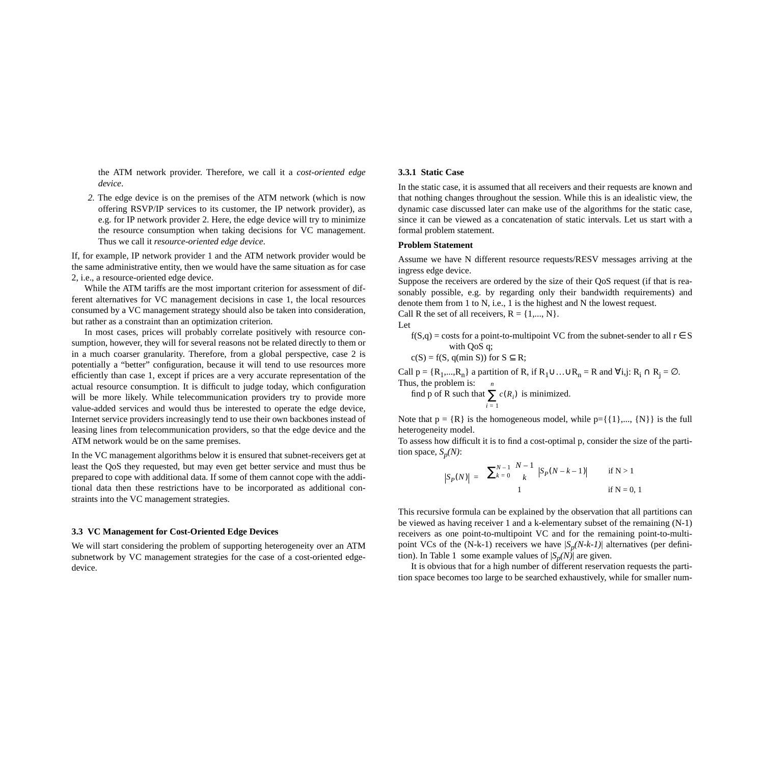the ATM network provider. Therefore, we call it a *cost-oriented edge device*.

2. The edge device is on the premises of the ATM network (which is now offering RSVP/IP services to its customer, the IP network provider), as e.g. for IP network provider 2. Here, the edge device will try to minimize the resource consumption when taking decisions for VC management. Thus we call it *resource-oriented edge device*.

If, for example, IP network provider 1 and the ATM network provider would be the same administrative entity, then we would have the same situation as for case 2, i.e., a resource-oriented edge device.

While the ATM tariffs are the most important criterion for assessment of different alternatives for VC management decisions in case 1, the local resources consumed by a VC management strategy should also be taken into consideration, but rather as a constraint than an optimization criterion.

In most cases, prices will probably correlate positively with resource consumption, however, they will for several reasons not be related directly to them or in a much coarser granularity. Therefore, from a global perspective, case 2 is potentially a "better" configuration, because it will tend to use resources more efficiently than case 1, except if prices are a very accurate representation of the actual resource consumption. It is difficult to judge today, which configuration will be more likely. While telecommunication providers try to provide more value-added services and would thus be interested to operate the edge device, Internet service providers increasingly tend to use their own backbones instead of leasing lines from telecommunication providers, so that the edge device and the ATM network would be on the same premises.

In the VC management algorithms below it is ensured that subnet-receivers get at least the QoS they requested, but may even get better service and must thus be prepared to cope with additional data. If some of them cannot cope with the additional data then these restrictions have to be incorporated as additional constraints into the VC management strategies.

## 3.3 VC Management for Cost-Oriented Edge Devices

We will start considering the problem of supporting heterogeneity over an ATM subnetwork by VC management strategies for the case of a cost-oriented edge-device.

### 3.3.1 Static Case

In the static case, it is assumed that all receivers and their requests are known and that nothing changes throughout the session. While this is an idealistic view, the dynamic case discussed later can make use of the algorithms for the static case, since it can be viewed as a concatenation of static intervals. Let us start with a formal problem statement.

**Problem Statement**

Assume we have N different resource requests/RESV messages arriving at the ingress edge device.

Suppose the receivers are ordered by the size of their QoS request (if that is reasonably possible, e.g. by regarding only their bandwidth requirements) and denote them from 1 to N, i.e., 1 is the highest and N the lowest request.

Call R the set of all receivers, $R = \{1,..., N\}$.

Let

$f(S,q)$ = costs for a point-to-multipoint VC from the subnet-sender to all $r \in S$ with QoS q;

$c(S) = f(S, q(\min S))$ for $S \subseteq R$;

Call $p = \{R_1,...,R_n\}$ a partition of R, if $R_1 \cup \ldots \cup R_n = R$ and $\forall i,j$: $R_i \cap R_j = \emptyset$.

Thus, the problem is:

find p of R such that $\sum_{i=1}^{n} c(R_i)$ is minimized.

Note that $p = \{R\}$ is the homogeneous model, while $p=\{\{1\},..., \{N\}\}$ is the full heterogeneity model.

To assess how difficult it is to find a cost-optimal p, consider the size of the partition space, $S_p(N)$:

$$|S_P(N)| = \begin{cases} \sum_{k=0}^{N-1} \binom{N-1}{k} |S_P(N-k-1)| & \text{if } N > 1 \\ 1 & \text{if } N = 0, 1 \end{cases}$$

This recursive formula can be explained by the observation that all partitions can be viewed as having receiver 1 and a k-elementary subset of the remaining (N-1) receivers as one point-to-multipoint VC and for the remaining point-to-multipoint VCs of the (N-k-1) receivers we have $|S_p(N-k-1)|$ alternatives (per definition). In Table 1 some example values of $|S_p(N)|$ are given.

It is obvious that for a high number of different reservation requests the partition space becomes too large to be searched exhaustively, while for smaller num-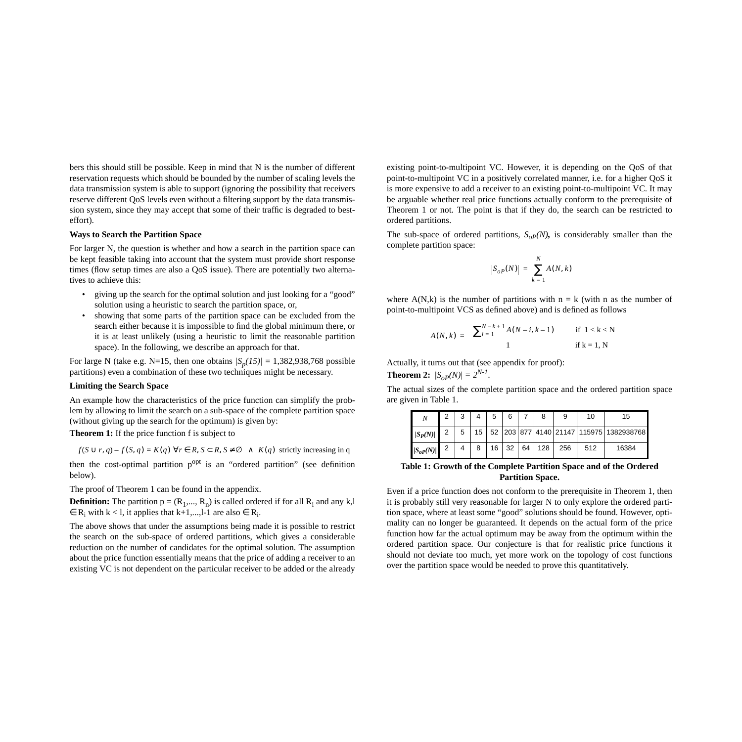bers this should still be possible. Keep in mind that N is the number of different reservation requests which should be bounded by the number of scaling levels the data transmission system is able to support (ignoring the possibility that receivers reserve different QoS levels even without a filtering support by the data transmission system, since they may accept that some of their traffic is degraded to best-effort).

**Ways to Search the Partition Space**

For larger N, the question is whether and how a search in the partition space can be kept feasible taking into account that the system must provide short response times (flow setup times are also a QoS issue). There are potentially two alternatives to achieve this:

- giving up the search for the optimal solution and just looking for a "good" solution using a heuristic to search the partition space, or,
- showing that some parts of the partition space can be excluded from the search either because it is impossible to find the global minimum there, or it is at least unlikely (using a heuristic to limit the reasonable partition space). In the following, we describe an approach for that.

For large N (take e.g. N=15, then one obtains $|S_p(15)|$ = 1,382,938,768 possible partitions) even a combination of these two techniques might be necessary.

**Limiting the Search Space**

An example how the characteristics of the price function can simplify the problem by allowing to limit the search on a sub-space of the complete partition space (without giving up the search for the optimum) is given by:

**Theorem 1:** If the price function f is subject to

$$f(S \cup r, q) - f(S, q) = K(q) \; \forall r \in R, S \subset R, S \neq \emptyset \quad \wedge \quad K(q) \text{ strictly increasing in q}$$

then the cost-optimal partition $p^{opt}$ is an "ordered partition" (see definition below).

The proof of Theorem 1 can be found in the appendix.

**Definition:** The partition p = $(R_1,..., R_n)$ is called ordered if for all $R_i$ and any k,l $\in R_i$ with k < l, it applies that k+1,...,l-1 are also $\in R_i$.

The above shows that under the assumptions being made it is possible to restrict the search on the sub-space of ordered partitions, which gives a considerable reduction on the number of candidates for the optimal solution. The assumption about the price function essentially means that the price of adding a receiver to an existing VC is not dependent on the particular receiver to be added or the already existing point-to-multipoint VC. However, it is depending on the QoS of that point-to-multipoint VC in a positively correlated manner, i.e. for a higher QoS it is more expensive to add a receiver to an existing point-to-multipoint VC. It may be arguable whether real price functions actually conform to the prerequisite of Theorem 1 or not. The point is that if they do, the search can be restricted to ordered partitions.

The sub-space of ordered partitions, $S_{oP}(N)$, is considerably smaller than the complete partition space:

$$|S_{oP}(N)| = \sum_{k=1}^{N} A(N, k)$$

where A(N,k) is the number of partitions with n = k (with n as the number of point-to-multipoint VCS as defined above) and is defined as follows

$$A(N, k) = \begin{cases} \sum_{i=1}^{N-k+1} A(N-i, k-1) & \text{if } 1 < k < N \\ 1 & \text{if } k = 1, N \end{cases}$$

Actually, it turns out that (see appendix for proof):

**Theorem 2:** $|S_{oP}(N)| = 2^{N-1}$.

The actual sizes of the complete partition space and the ordered partition space are given in Table 1.

| $N$ | 2 | 3 | 4 | 5 | 6 | 7 | 8 | 9 | 10 | 15 |
|---|---|---|---|---|---|---|---|---|---|---|
| $\|S_P(N)\|$ | 2 | 5 | 15 | 52 | 203 | 877 | 4140 | 21147 | 115975 | 1382938768 |
| $\|S_{oP}(N)\|$ | 2 | 4 | 8 | 16 | 32 | 64 | 128 | 256 | 512 | 16384 |

**Table 1: Growth of the Complete Partition Space and of the Ordered Partition Space.**

Even if a price function does not conform to the prerequisite in Theorem 1, then it is probably still very reasonable for larger N to only explore the ordered partition space, where at least some "good" solutions should be found. However, optimality can no longer be guaranteed. It depends on the actual form of the price function how far the actual optimum may be away from the optimum within the ordered partition space. Our conjecture is that for realistic price functions it should not deviate too much, yet more work on the topology of cost functions over the partition space would be needed to prove this quantitatively.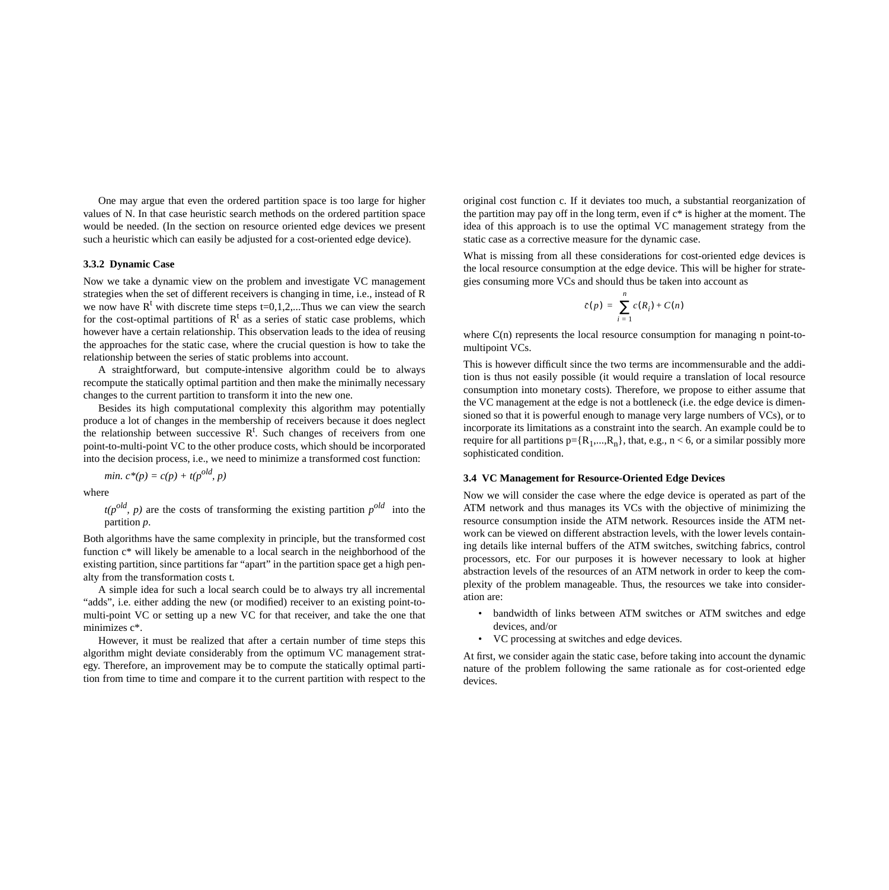One may argue that even the ordered partition space is too large for higher values of N. In that case heuristic search methods on the ordered partition space would be needed. (In the section on resource oriented edge devices we present such a heuristic which can easily be adjusted for a cost-oriented edge device).

### 3.3.2 Dynamic Case

Now we take a dynamic view on the problem and investigate VC management strategies when the set of different receivers is changing in time, i.e., instead of R we now have $R^t$ with discrete time steps t=0,1,2,...Thus we can view the search for the cost-optimal partitions of $R^t$ as a series of static case problems, which however have a certain relationship. This observation leads to the idea of reusing the approaches for the static case, where the crucial question is how to take the relationship between the series of static problems into account.

A straightforward, but compute-intensive algorithm could be to always recompute the statically optimal partition and then make the minimally necessary changes to the current partition to transform it into the new one.

Besides its high computational complexity this algorithm may potentially produce a lot of changes in the membership of receivers because it does neglect the relationship between successive $R^t$. Such changes of receivers from one point-to-multi-point VC to the other produce costs, which should be incorporated into the decision process, i.e., we need to minimize a transformed cost function:

$$\min.\ c^*(p) = c(p) + t(p^{old}, p)$$

where

$t(p^{old}, p)$ are the costs of transforming the existing partition $p^{old}$ into the partition $p$.

Both algorithms have the same complexity in principle, but the transformed cost function c* will likely be amenable to a local search in the neighborhood of the existing partition, since partitions far “apart” in the partition space get a high penalty from the transformation costs t.

A simple idea for such a local search could be to always try all incremental “adds”, i.e. either adding the new (or modified) receiver to an existing point-to-multi-point VC or setting up a new VC for that receiver, and take the one that minimizes c*.

However, it must be realized that after a certain number of time steps this algorithm might deviate considerably from the optimum VC management strategy. Therefore, an improvement may be to compute the statically optimal partition from time to time and compare it to the current partition with respect to the original cost function c. If it deviates too much, a substantial reorganization of the partition may pay off in the long term, even if c* is higher at the moment. The idea of this approach is to use the optimal VC management strategy from the static case as a corrective measure for the dynamic case.

What is missing from all these considerations for cost-oriented edge devices is the local resource consumption at the edge device. This will be higher for strategies consuming more VCs and should thus be taken into account as

$$\tilde{c}(p) = \sum_{i=1}^{n} c(R_i) + C(n)$$

where C(n) represents the local resource consumption for managing n point-to-multipoint VCs.

This is however difficult since the two terms are incommensurable and the addition is thus not easily possible (it would require a translation of local resource consumption into monetary costs). Therefore, we propose to either assume that the VC management at the edge is not a bottleneck (i.e. the edge device is dimensioned so that it is powerful enough to manage very large numbers of VCs), or to incorporate its limitations as a constraint into the search. An example could be to require for all partitions $p=\{R_1,...,R_n\}$, that, e.g., $n < 6$, or a similar possibly more sophisticated condition.

## 3.4 VC Management for Resource-Oriented Edge Devices

Now we will consider the case where the edge device is operated as part of the ATM network and thus manages its VCs with the objective of minimizing the resource consumption inside the ATM network. Resources inside the ATM network can be viewed on different abstraction levels, with the lower levels containing details like internal buffers of the ATM switches, switching fabrics, control processors, etc. For our purposes it is however necessary to look at higher abstraction levels of the resources of an ATM network in order to keep the complexity of the problem manageable. Thus, the resources we take into consideration are:

- bandwidth of links between ATM switches or ATM switches and edge devices, and/or
- VC processing at switches and edge devices.

At first, we consider again the static case, before taking into account the dynamic nature of the problem following the same rationale as for cost-oriented edge devices.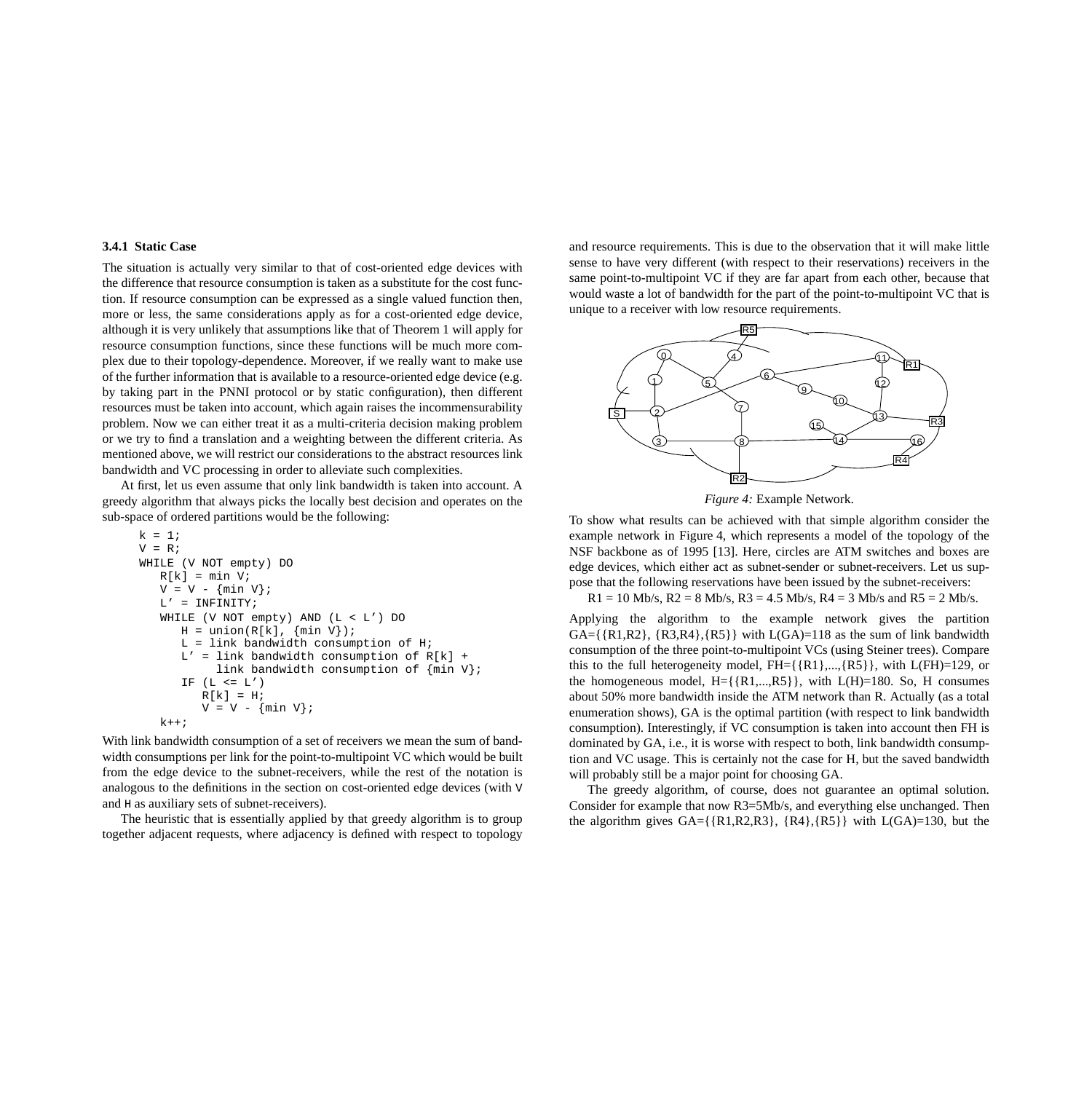#### 3.4.1 Static Case

The situation is actually very similar to that of cost-oriented edge devices with the difference that resource consumption is taken as a substitute for the cost function. If resource consumption can be expressed as a single valued function then, more or less, the same considerations apply as for a cost-oriented edge device, although it is very unlikely that assumptions like that of Theorem 1 will apply for resource consumption functions, since these functions will be much more complex due to their topology-dependence. Moreover, if we really want to make use of the further information that is available to a resource-oriented edge device (e.g. by taking part in the PNNI protocol or by static configuration), then different resources must be taken into account, which again raises the incommensurability problem. Now we can either treat it as a multi-criteria decision making problem or we try to find a translation and a weighting between the different criteria. As mentioned above, we will restrict our considerations to the abstract resources link bandwidth and VC processing in order to alleviate such complexities.

At first, let us even assume that only link bandwidth is taken into account. A greedy algorithm that always picks the locally best decision and operates on the sub-space of ordered partitions would be the following:

```
k = 1;
V = R;
WHILE (V NOT empty) DO
   R[k] = min V;
   V = V - {min V};
   L' = INFINITY;
   WHILE (V NOT empty) AND (L < L') DO
      H = union(R[k], {min V});
      L = link bandwidth consumption of H;
      L' = link bandwidth consumption of R[k] +
           link bandwidth consumption of {min V};
      IF (L <= L')
         R[k] = H;
         V = V - {min V};
   k++;
```

With link bandwidth consumption of a set of receivers we mean the sum of bandwidth consumptions per link for the point-to-multipoint VC which would be built from the edge device to the subnet-receivers, while the rest of the notation is analogous to the definitions in the section on cost-oriented edge devices (with V and H as auxiliary sets of subnet-receivers).

The heuristic that is essentially applied by that greedy algorithm is to group together adjacent requests, where adjacency is defined with respect to topology and resource requirements. This is due to the observation that it will make little sense to have very different (with respect to their reservations) receivers in the same point-to-multipoint VC if they are far apart from each other, because that would waste a lot of bandwidth for the part of the point-to-multipoint VC that is unique to a receiver with low resource requirements.

*Figure 4:* Example Network.

To show what results can be achieved with that simple algorithm consider the example network in Figure 4, which represents a model of the topology of the NSF backbone as of 1995 [13]. Here, circles are ATM switches and boxes are edge devices, which either act as subnet-sender or subnet-receivers. Let us suppose that the following reservations have been issued by the subnet-receivers:

R1 = 10 Mb/s, R2 = 8 Mb/s, R3 = 4.5 Mb/s, R4 = 3 Mb/s and R5 = 2 Mb/s.

Applying the algorithm to the example network gives the partition GA={{R1,R2}, {R3,R4},{R5}} with L(GA)=118 as the sum of link bandwidth consumption of the three point-to-multipoint VCs (using Steiner trees). Compare this to the full heterogeneity model, FH={{R1},...,{R5}}, with L(FH)=129, or the homogeneous model, H={{R1,...,R5}}, with L(H)=180. So, H consumes about 50% more bandwidth inside the ATM network than R. Actually (as a total enumeration shows), GA is the optimal partition (with respect to link bandwidth consumption). Interestingly, if VC consumption is taken into account then FH is dominated by GA, i.e., it is worse with respect to both, link bandwidth consumption and VC usage. This is certainly not the case for H, but the saved bandwidth will probably still be a major point for choosing GA.

The greedy algorithm, of course, does not guarantee an optimal solution. Consider for example that now R3=5Mb/s, and everything else unchanged. Then the algorithm gives GA={{R1,R2,R3}, {R4},{R5}} with L(GA)=130, but the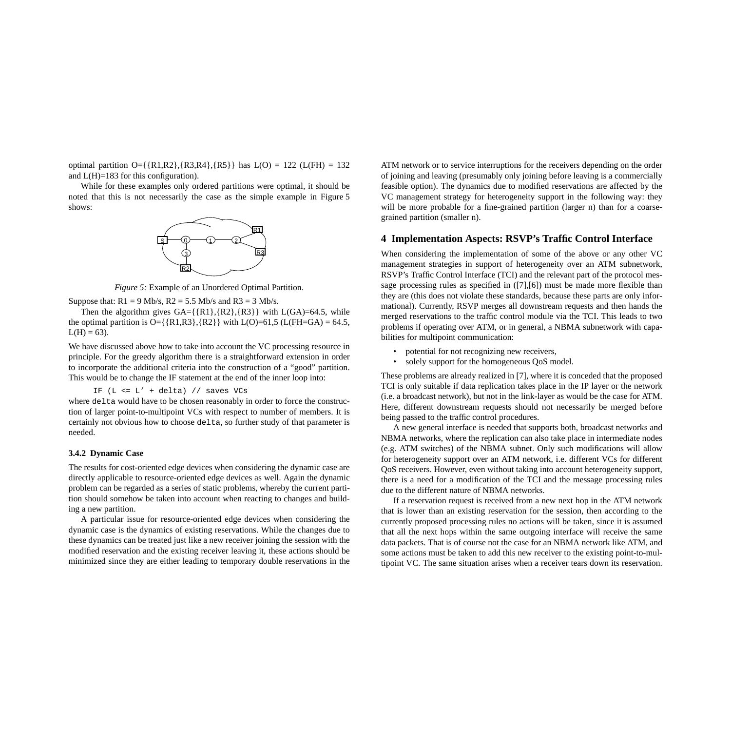optimal partition O={{R1,R2},{R3,R4},{R5}} has L(O) = 122 (L(FH) = 132 and L(H)=183 for this configuration).

While for these examples only ordered partitions were optimal, it should be noted that this is not necessarily the case as the simple example in Figure 5 shows:

*Figure 5:* Example of an Unordered Optimal Partition.

Suppose that: R1 = 9 Mb/s, R2 = 5.5 Mb/s and R3 = 3 Mb/s.

Then the algorithm gives GA={{R1},{R2},{R3}} with L(GA)=64.5, while the optimal partition is O={{R1,R3},{R2}} with L(O)=61,5 (L(FH=GA) = 64.5, L(H) = 63).

We have discussed above how to take into account the VC processing resource in principle. For the greedy algorithm there is a straightforward extension in order to incorporate the additional criteria into the construction of a "good" partition. This would be to change the IF statement at the end of the inner loop into:

```
IF (L <= L' + delta) // saves VCs
```

where `delta` would have to be chosen reasonably in order to force the construction of larger point-to-multipoint VCs with respect to number of members. It is certainly not obvious how to choose `delta`, so further study of that parameter is needed.

### 3.4.2 Dynamic Case

The results for cost-oriented edge devices when considering the dynamic case are directly applicable to resource-oriented edge devices as well. Again the dynamic problem can be regarded as a series of static problems, whereby the current partition should somehow be taken into account when reacting to changes and building a new partition.

A particular issue for resource-oriented edge devices when considering the dynamic case is the dynamics of existing reservations. While the changes due to these dynamics can be treated just like a new receiver joining the session with the modified reservation and the existing receiver leaving it, these actions should be minimized since they are either leading to temporary double reservations in the ATM network or to service interruptions for the receivers depending on the order of joining and leaving (presumably only joining before leaving is a commercially feasible option). The dynamics due to modified reservations are affected by the VC management strategy for heterogeneity support in the following way: they will be more probable for a fine-grained partition (larger n) than for a coarse-grained partition (smaller n).

## 4 Implementation Aspects: RSVP's Traffic Control Interface

When considering the implementation of some of the above or any other VC management strategies in support of heterogeneity over an ATM subnetwork, RSVP's Traffic Control Interface (TCI) and the relevant part of the protocol message processing rules as specified in ([7],[6]) must be made more flexible than they are (this does not violate these standards, because these parts are only informational). Currently, RSVP merges all downstream requests and then hands the merged reservations to the traffic control module via the TCI. This leads to two problems if operating over ATM, or in general, a NBMA subnetwork with capabilities for multipoint communication:

- potential for not recognizing new receivers,
- solely support for the homogeneous QoS model.

These problems are already realized in [7], where it is conceded that the proposed TCI is only suitable if data replication takes place in the IP layer or the network (i.e. a broadcast network), but not in the link-layer as would be the case for ATM. Here, different downstream requests should not necessarily be merged before being passed to the traffic control procedures.

A new general interface is needed that supports both, broadcast networks and NBMA networks, where the replication can also take place in intermediate nodes (e.g. ATM switches) of the NBMA subnet. Only such modifications will allow for heterogeneity support over an ATM network, i.e. different VCs for different QoS receivers. However, even without taking into account heterogeneity support, there is a need for a modification of the TCI and the message processing rules due to the different nature of NBMA networks.

If a reservation request is received from a new next hop in the ATM network that is lower than an existing reservation for the session, then according to the currently proposed processing rules no actions will be taken, since it is assumed that all the next hops within the same outgoing interface will receive the same data packets. That is of course not the case for an NBMA network like ATM, and some actions must be taken to add this new receiver to the existing point-to-multipoint VC. The same situation arises when a receiver tears down its reservation.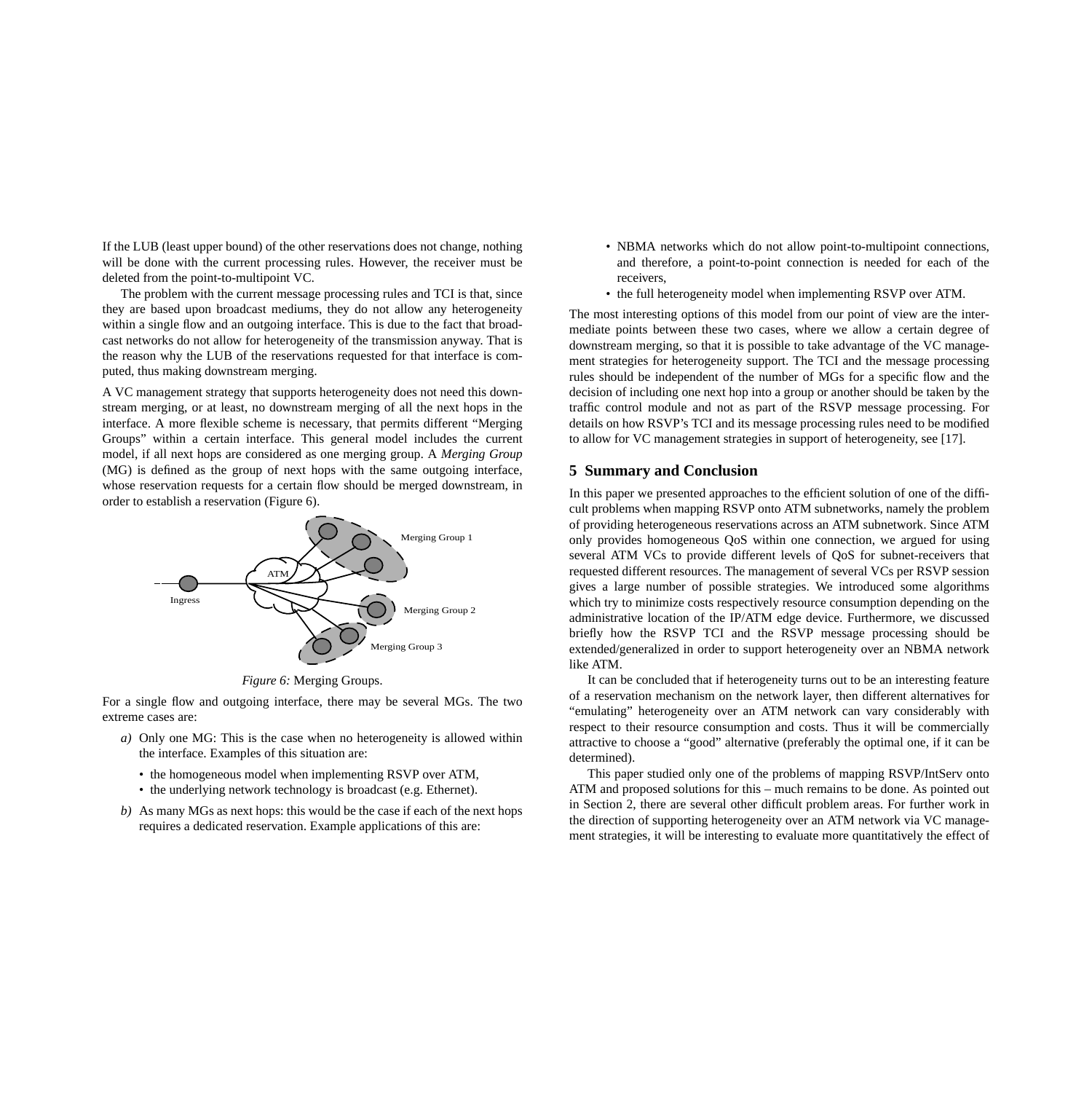If the LUB (least upper bound) of the other reservations does not change, nothing will be done with the current processing rules. However, the receiver must be deleted from the point-to-multipoint VC.

The problem with the current message processing rules and TCI is that, since they are based upon broadcast mediums, they do not allow any heterogeneity within a single flow and an outgoing interface. This is due to the fact that broadcast networks do not allow for heterogeneity of the transmission anyway. That is the reason why the LUB of the reservations requested for that interface is computed, thus making downstream merging.

A VC management strategy that supports heterogeneity does not need this downstream merging, or at least, no downstream merging of all the next hops in the interface. A more flexible scheme is necessary, that permits different "Merging Groups" within a certain interface. This general model includes the current model, if all next hops are considered as one merging group. A *Merging Group* (MG) is defined as the group of next hops with the same outgoing interface, whose reservation requests for a certain flow should be merged downstream, in order to establish a reservation (Figure 6).

*Figure 6:* Merging Groups.

For a single flow and outgoing interface, there may be several MGs. The two extreme cases are:

*a)* Only one MG: This is the case when no heterogeneity is allowed within the interface. Examples of this situation are:
   - the homogeneous model when implementing RSVP over ATM,
   - the underlying network technology is broadcast (e.g. Ethernet).

*b)* As many MGs as next hops: this would be the case if each of the next hops requires a dedicated reservation. Example applications of this are:
   - NBMA networks which do not allow point-to-multipoint connections, and therefore, a point-to-point connection is needed for each of the receivers,
   - the full heterogeneity model when implementing RSVP over ATM.

The most interesting options of this model from our point of view are the intermediate points between these two cases, where we allow a certain degree of downstream merging, so that it is possible to take advantage of the VC management strategies for heterogeneity support. The TCI and the message processing rules should be independent of the number of MGs for a specific flow and the decision of including one next hop into a group or another should be taken by the traffic control module and not as part of the RSVP message processing. For details on how RSVP's TCI and its message processing rules need to be modified to allow for VC management strategies in support of heterogeneity, see [17].

## 5 Summary and Conclusion

In this paper we presented approaches to the efficient solution of one of the difficult problems when mapping RSVP onto ATM subnetworks, namely the problem of providing heterogeneous reservations across an ATM subnetwork. Since ATM only provides homogeneous QoS within one connection, we argued for using several ATM VCs to provide different levels of QoS for subnet-receivers that requested different resources. The management of several VCs per RSVP session gives a large number of possible strategies. We introduced some algorithms which try to minimize costs respectively resource consumption depending on the administrative location of the IP/ATM edge device. Furthermore, we discussed briefly how the RSVP TCI and the RSVP message processing should be extended/generalized in order to support heterogeneity over an NBMA network like ATM.

It can be concluded that if heterogeneity turns out to be an interesting feature of a reservation mechanism on the network layer, then different alternatives for "emulating" heterogeneity over an ATM network can vary considerably with respect to their resource consumption and costs. Thus it will be commercially attractive to choose a "good" alternative (preferably the optimal one, if it can be determined).

This paper studied only one of the problems of mapping RSVP/IntServ onto ATM and proposed solutions for this – much remains to be done. As pointed out in Section 2, there are several other difficult problem areas. For further work in the direction of supporting heterogeneity over an ATM network via VC management strategies, it will be interesting to evaluate more quantitatively the effect of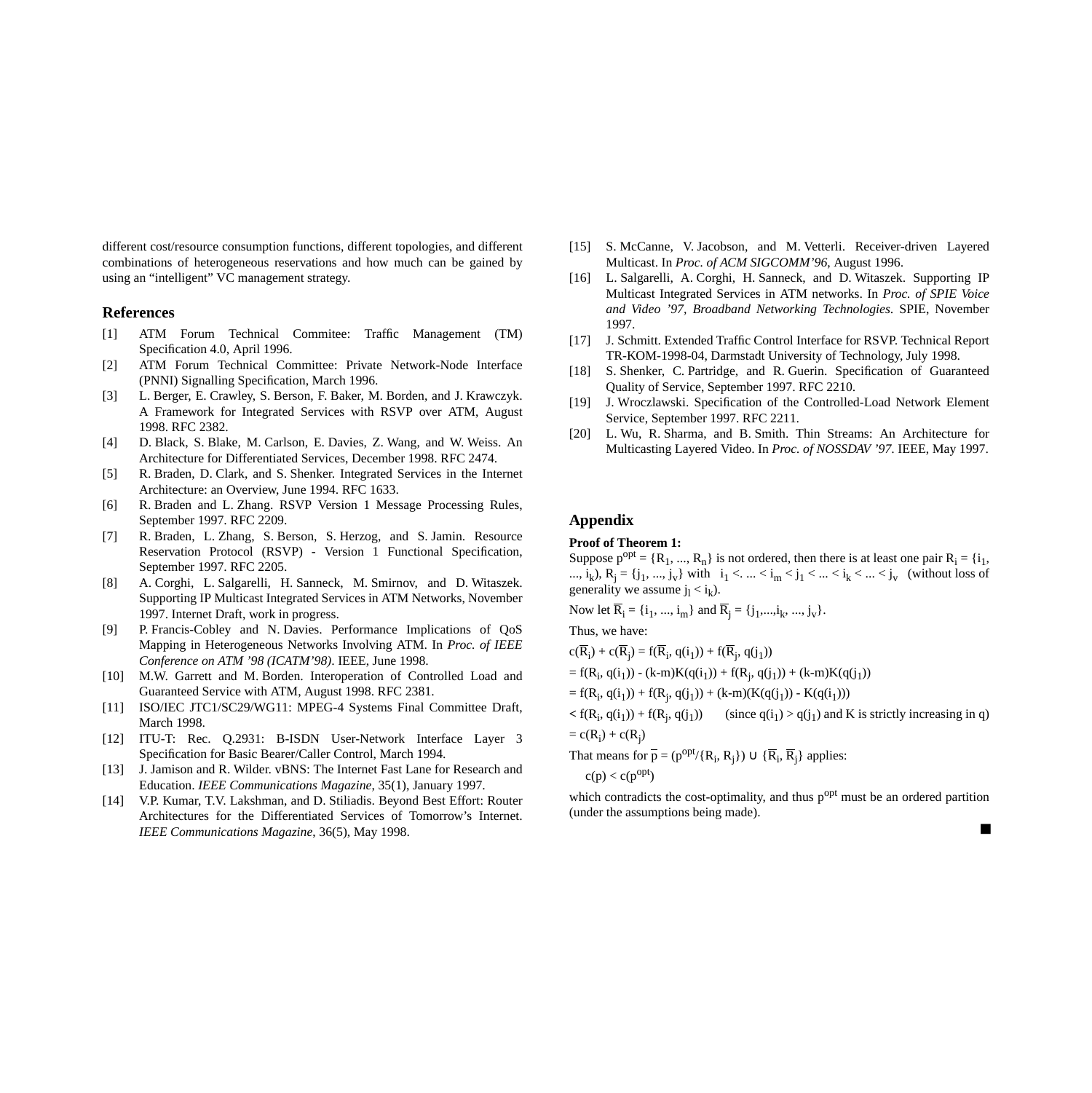different cost/resource consumption functions, different topologies, and different combinations of heterogeneous reservations and how much can be gained by using an "intelligent" VC management strategy.

## References

[1] ATM Forum Technical Commitee: Traffic Management (TM) Specification 4.0, April 1996.

[2] ATM Forum Technical Committee: Private Network-Node Interface (PNNI) Signalling Specification, March 1996.

[3] L. Berger, E. Crawley, S. Berson, F. Baker, M. Borden, and J. Krawczyk. A Framework for Integrated Services with RSVP over ATM, August 1998. RFC 2382.

[4] D. Black, S. Blake, M. Carlson, E. Davies, Z. Wang, and W. Weiss. An Architecture for Differentiated Services, December 1998. RFC 2474.

[5] R. Braden, D. Clark, and S. Shenker. Integrated Services in the Internet Architecture: an Overview, June 1994. RFC 1633.

[6] R. Braden and L. Zhang. RSVP Version 1 Message Processing Rules, September 1997. RFC 2209.

[7] R. Braden, L. Zhang, S. Berson, S. Herzog, and S. Jamin. Resource Reservation Protocol (RSVP) - Version 1 Functional Specification, September 1997. RFC 2205.

[8] A. Corghi, L. Salgarelli, H. Sanneck, M. Smirnov, and D. Witaszek. Supporting IP Multicast Integrated Services in ATM Networks, November 1997. Internet Draft, work in progress.

[9] P. Francis-Cobley and N. Davies. Performance Implications of QoS Mapping in Heterogeneous Networks Involving ATM. In *Proc. of IEEE Conference on ATM '98 (ICATM'98)*. IEEE, June 1998.

[10] M.W. Garrett and M. Borden. Interoperation of Controlled Load and Guaranteed Service with ATM, August 1998. RFC 2381.

[11] ISO/IEC JTC1/SC29/WG11: MPEG-4 Systems Final Committee Draft, March 1998.

[12] ITU-T: Rec. Q.2931: B-ISDN User-Network Interface Layer 3 Specification for Basic Bearer/Caller Control, March 1994.

[13] J. Jamison and R. Wilder. vBNS: The Internet Fast Lane for Research and Education. *IEEE Communications Magazine*, 35(1), January 1997.

[14] V.P. Kumar, T.V. Lakshman, and D. Stiliadis. Beyond Best Effort: Router Architectures for the Differentiated Services of Tomorrow's Internet. *IEEE Communications Magazine*, 36(5), May 1998.

[15] S. McCanne, V. Jacobson, and M. Vetterli. Receiver-driven Layered Multicast. In *Proc. of ACM SIGCOMM'96*, August 1996.

[16] L. Salgarelli, A. Corghi, H. Sanneck, and D. Witaszek. Supporting IP Multicast Integrated Services in ATM networks. In *Proc. of SPIE Voice and Video '97, Broadband Networking Technologies*. SPIE, November 1997.

[17] J. Schmitt. Extended Traffic Control Interface for RSVP. Technical Report TR-KOM-1998-04, Darmstadt University of Technology, July 1998.

[18] S. Shenker, C. Partridge, and R. Guerin. Specification of Guaranteed Quality of Service, September 1997. RFC 2210.

[19] J. Wroczlawski. Specification of the Controlled-Load Network Element Service, September 1997. RFC 2211.

[20] L. Wu, R. Sharma, and B. Smith. Thin Streams: An Architecture for Multicasting Layered Video. In *Proc. of NOSSDAV '97*. IEEE, May 1997.

## Appendix

**Proof of Theorem 1:**

Suppose $p^{opt} = \{R_1, ..., R_n\}$ is not ordered, then there is at least one pair $R_i = \{i_1, ..., i_k\}$, $R_j = \{j_1, ..., j_v\}$ with $i_1 < ... < i_m < j_1 < ... < i_k < ... < j_v$ (without loss of generality we assume $j_l < i_k$).

Now let $\overline{R}_i = \{i_1, ..., i_m\}$ and $\overline{R}_j = \{j_1,...,i_k, ..., j_v\}$.

Thus, we have:

$c(\overline{R}_i) + c(\overline{R}_j) = f(\overline{R}_i, q(i_1)) + f(\overline{R}_j, q(j_1))$

$= f(R_i, q(i_1)) - (k-m)K(q(i_1)) + f(R_j, q(j_1)) + (k-m)K(q(j_1))$

$= f(R_i, q(i_1)) + f(R_j, q(j_1)) + (k-m)(K(q(j_1)) - K(q(i_1)))$

$< f(R_i, q(i_1)) + f(R_j, q(j_1))$ (since $q(i_1) > q(j_1)$ and K is strictly increasing in q)

$= c(R_i) + c(R_j)$

That means for $\overline{p} = (p^{opt}/\{R_i, R_j\}) \cup \{\overline{R}_i, \overline{R}_j\}$ applies:

$c(p) < c(p^{opt})$

which contradicts the cost-optimality, and thus $p^{opt}$ must be an ordered partition (under the assumptions being made).

■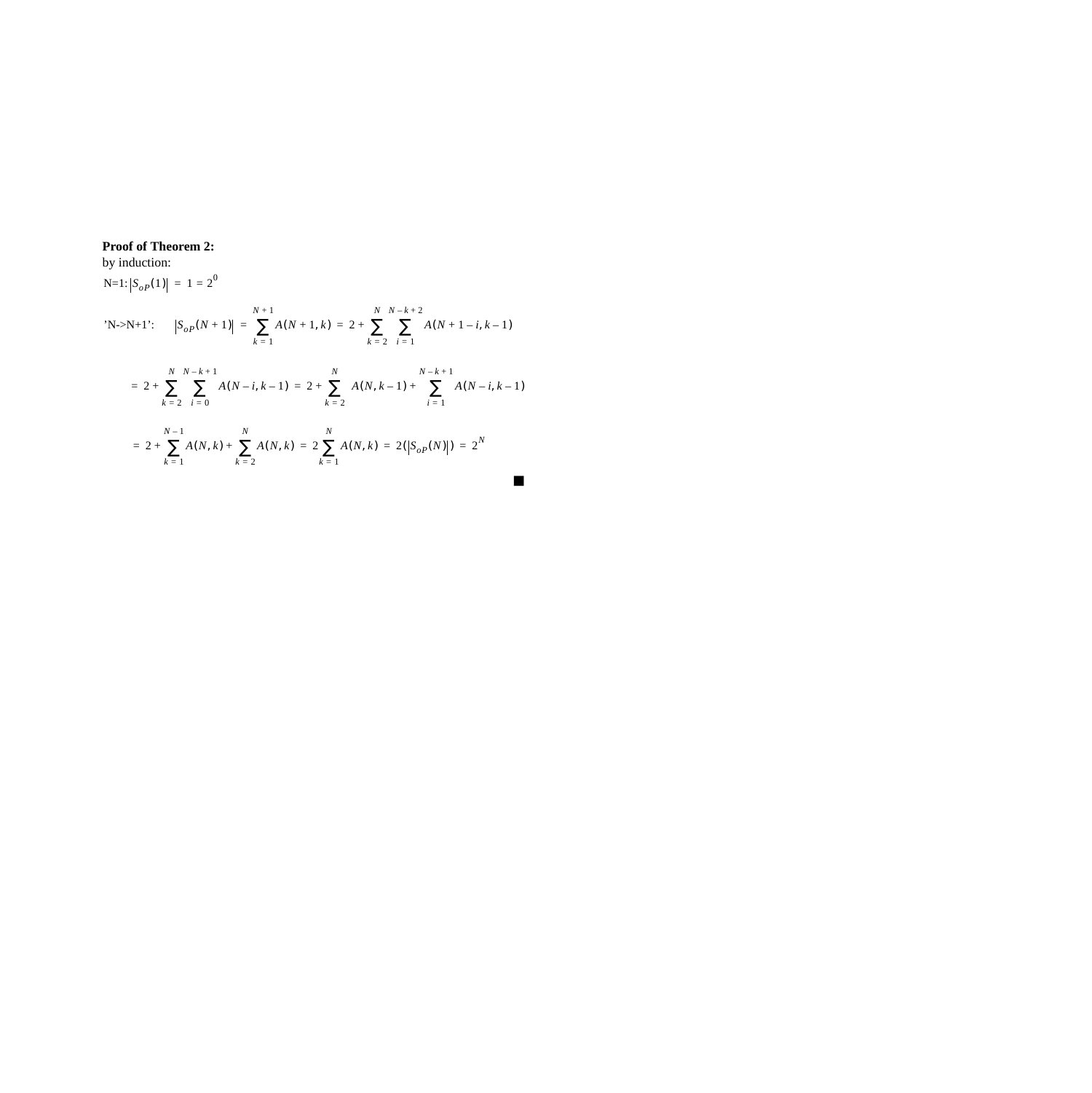**Proof of Theorem 2:**

by induction:

N=1: $|S_{oP}(1)| = 1 = 2^0$

'N->N+1': $|S_{oP}(N+1)| = \sum_{k=1}^{N+1} A(N+1,k) = 2 + \sum_{k=2}^{N} \sum_{i=1}^{N-k+2} A(N+1-i, k-1)$

$$= 2 + \sum_{k=2}^{N} \sum_{i=0}^{N-k+1} A(N-i, k-1) = 2 + \sum_{k=2}^{N} A(N, k-1) + \sum_{i=1}^{N-k+1} A(N-i, k-1)$$

$$= 2 + \sum_{k=1}^{N-1} A(N,k) + \sum_{k=2}^{N} A(N,k) = 2 \sum_{k=1}^{N} A(N,k) = 2(|S_{oP}(N)|) = 2^N$$

■